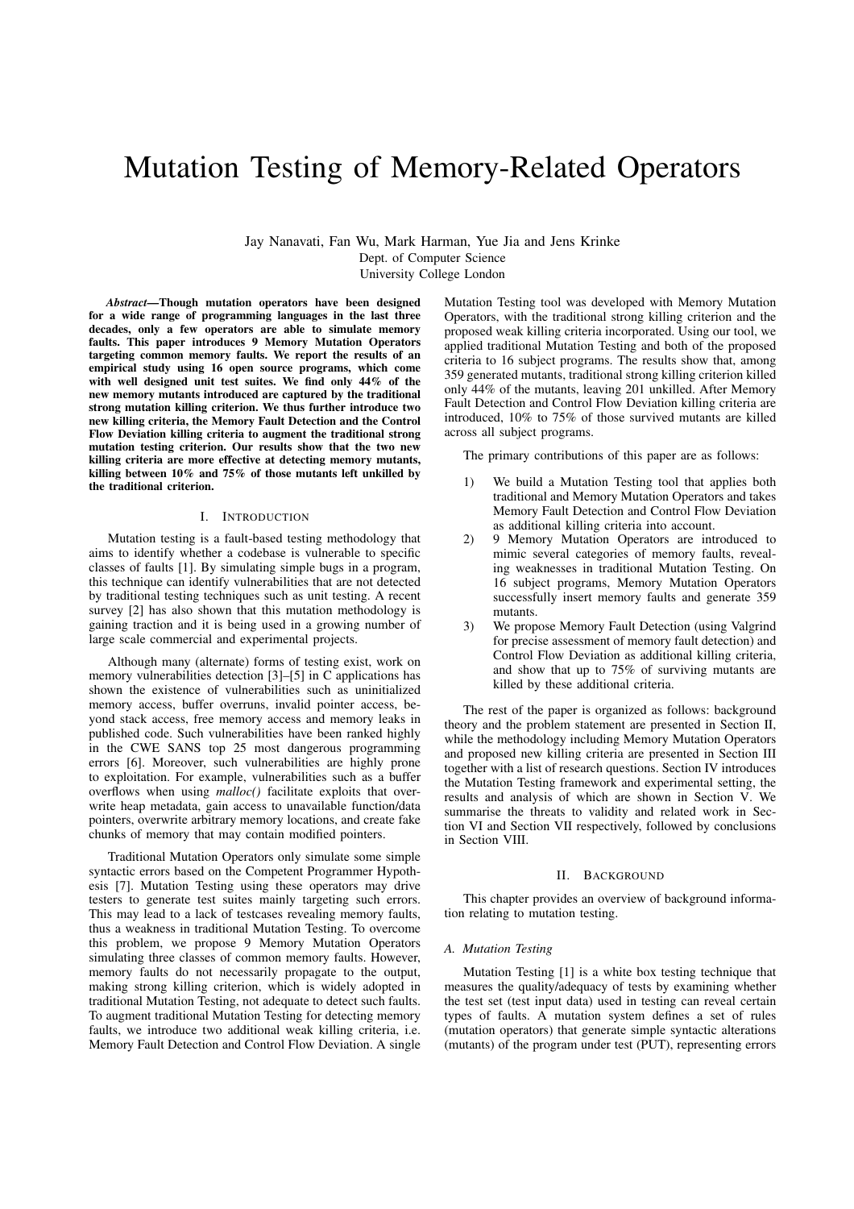# Mutation Testing of Memory-Related Operators

Jay Nanavati, Fan Wu, Mark Harman, Yue Jia and Jens Krinke
Dept. of Computer Science
University College London

***Abstract*—Though mutation operators have been designed for a wide range of programming languages in the last three decades, only a few operators are able to simulate memory faults. This paper introduces 9 Memory Mutation Operators targeting common memory faults. We report the results of an empirical study using 16 open source programs, which come with well designed unit test suites. We find only 44% of the new memory mutants introduced are captured by the traditional strong mutation killing criterion. We thus further introduce two new killing criteria, the Memory Fault Detection and the Control Flow Deviation killing criteria to augment the traditional strong mutation testing criterion. Our results show that the two new killing criteria are more effective at detecting memory mutants, killing between 10% and 75% of those mutants left unkilled by the traditional criterion.**

## I. Introduction

Mutation testing is a fault-based testing methodology that aims to identify whether a codebase is vulnerable to specific classes of faults [1]. By simulating simple bugs in a program, this technique can identify vulnerabilities that are not detected by traditional testing techniques such as unit testing. A recent survey [2] has also shown that this mutation methodology is gaining traction and it is being used in a growing number of large scale commercial and experimental projects.

Although many (alternate) forms of testing exist, work on memory vulnerabilities detection [3]–[5] in C applications has shown the existence of vulnerabilities such as uninitialized memory access, buffer overruns, invalid pointer access, beyond stack access, free memory access and memory leaks in published code. Such vulnerabilities have been ranked highly in the CWE SANS top 25 most dangerous programming errors [6]. Moreover, such vulnerabilities are highly prone to exploitation. For example, vulnerabilities such as a buffer overflows when using *malloc()* facilitate exploits that overwrite heap metadata, gain access to unavailable function/data pointers, overwrite arbitrary memory locations, and create fake chunks of memory that may contain modified pointers.

Traditional Mutation Operators only simulate some simple syntactic errors based on the Competent Programmer Hypothesis [7]. Mutation Testing using these operators may drive testers to generate test suites mainly targeting such errors. This may lead to a lack of testcases revealing memory faults, thus a weakness in traditional Mutation Testing. To overcome this problem, we propose 9 Memory Mutation Operators simulating three classes of common memory faults. However, memory faults do not necessarily propagate to the output, making strong killing criterion, which is widely adopted in traditional Mutation Testing, not adequate to detect such faults. To augment traditional Mutation Testing for detecting memory faults, we introduce two additional weak killing criteria, i.e. Memory Fault Detection and Control Flow Deviation. A single Mutation Testing tool was developed with Memory Mutation Operators, with the traditional strong killing criterion and the proposed weak killing criteria incorporated. Using our tool, we applied traditional Mutation Testing and both of the proposed criteria to 16 subject programs. The results show that, among 359 generated mutants, traditional strong killing criterion killed only 44% of the mutants, leaving 201 unkilled. After Memory Fault Detection and Control Flow Deviation killing criteria are introduced, 10% to 75% of those survived mutants are killed across all subject programs.

The primary contributions of this paper are as follows:

1) We build a Mutation Testing tool that applies both traditional and Memory Mutation Operators and takes Memory Fault Detection and Control Flow Deviation as additional killing criteria into account.
2) 9 Memory Mutation Operators are introduced to mimic several categories of memory faults, revealing weaknesses in traditional Mutation Testing. On 16 subject programs, Memory Mutation Operators successfully insert memory faults and generate 359 mutants.
3) We propose Memory Fault Detection (using Valgrind for precise assessment of memory fault detection) and Control Flow Deviation as additional killing criteria, and show that up to 75% of surviving mutants are killed by these additional criteria.

The rest of the paper is organized as follows: background theory and the problem statement are presented in Section II, while the methodology including Memory Mutation Operators and proposed new killing criteria are presented in Section III together with a list of research questions. Section IV introduces the Mutation Testing framework and experimental setting, the results and analysis of which are shown in Section V. We summarise the threats to validity and related work in Section VI and Section VII respectively, followed by conclusions in Section VIII.

## II. Background

This chapter provides an overview of background information relating to mutation testing.

### A. Mutation Testing

Mutation Testing [1] is a white box testing technique that measures the quality/adequacy of tests by examining whether the test set (test input data) used in testing can reveal certain types of faults. A mutation system defines a set of rules (mutation operators) that generate simple syntactic alterations (mutants) of the program under test (PUT), representing errors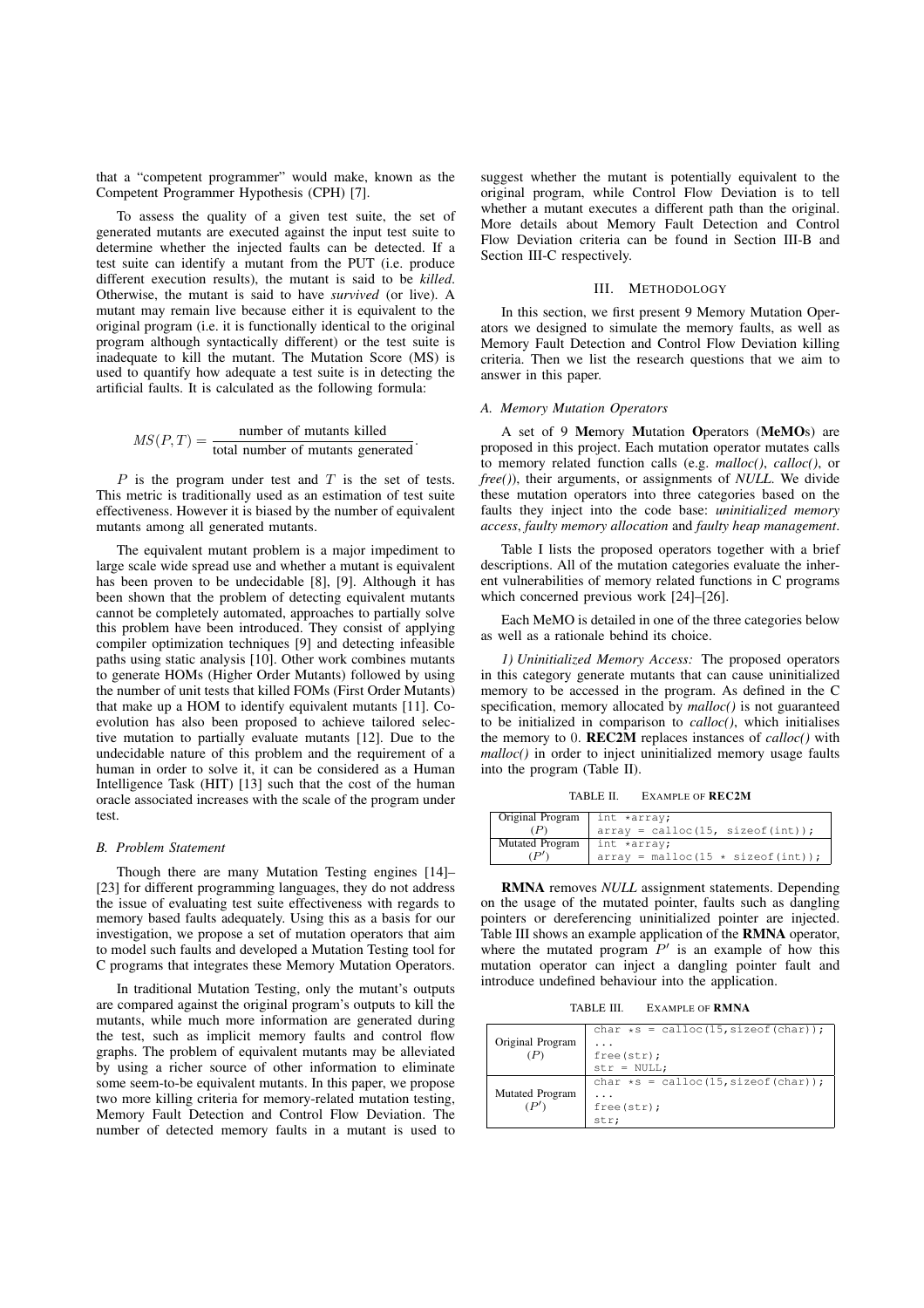that a "competent programmer" would make, known as the Competent Programmer Hypothesis (CPH) [7].

To assess the quality of a given test suite, the set of generated mutants are executed against the input test suite to determine whether the injected faults can be detected. If a test suite can identify a mutant from the PUT (i.e. produce different execution results), the mutant is said to be *killed*. Otherwise, the mutant is said to have *survived* (or live). A mutant may remain live because either it is equivalent to the original program (i.e. it is functionally identical to the original program although syntactically different) or the test suite is inadequate to kill the mutant. The Mutation Score (MS) is used to quantify how adequate a test suite is in detecting the artificial faults. It is calculated as the following formula:

$$MS(P,T) = \frac{\text{number of mutants killed}}{\text{total number of mutants generated}}.$$

$P$ is the program under test and $T$ is the set of tests. This metric is traditionally used as an estimation of test suite effectiveness. However it is biased by the number of equivalent mutants among all generated mutants.

The equivalent mutant problem is a major impediment to large scale wide spread use and whether a mutant is equivalent has been proven to be undecidable [8], [9]. Although it has been shown that the problem of detecting equivalent mutants cannot be completely automated, approaches to partially solve this problem have been introduced. They consist of applying compiler optimization techniques [9] and detecting infeasible paths using static analysis [10]. Other work combines mutants to generate HOMs (Higher Order Mutants) followed by using the number of unit tests that killed FOMs (First Order Mutants) that make up a HOM to identify equivalent mutants [11]. Co-evolution has also been proposed to achieve tailored selective mutation to partially evaluate mutants [12]. Due to the undecidable nature of this problem and the requirement of a human in order to solve it, it can be considered as a Human Intelligence Task (HIT) [13] such that the cost of the human oracle associated increases with the scale of the program under test.

### B. Problem Statement

Though there are many Mutation Testing engines [14]–[23] for different programming languages, they do not address the issue of evaluating test suite effectiveness with regards to memory based faults adequately. Using this as a basis for our investigation, we propose a set of mutation operators that aim to model such faults and developed a Mutation Testing tool for C programs that integrates these Memory Mutation Operators.

In traditional Mutation Testing, only the mutant's outputs are compared against the original program's outputs to kill the mutants, while much more information are generated during the test, such as implicit memory faults and control flow graphs. The problem of equivalent mutants may be alleviated by using a richer source of other information to eliminate some seem-to-be equivalent mutants. In this paper, we propose two more killing criteria for memory-related mutation testing, Memory Fault Detection and Control Flow Deviation. The number of detected memory faults in a mutant is used to suggest whether the mutant is potentially equivalent to the original program, while Control Flow Deviation is to tell whether a mutant executes a different path than the original. More details about Memory Fault Detection and Control Flow Deviation criteria can be found in Section III-B and Section III-C respectively.

## III. Methodology

In this section, we first present 9 Memory Mutation Operators we designed to simulate the memory faults, as well as Memory Fault Detection and Control Flow Deviation killing criteria. Then we list the research questions that we aim to answer in this paper.

### A. Memory Mutation Operators

A set of 9 **Me**mory **M**utation **O**perators (**MeMO**s) are proposed in this project. Each mutation operator mutates calls to memory related function calls (e.g. *malloc()*, *calloc()*, or *free()*), their arguments, or assignments of *NULL*. We divide these mutation operators into three categories based on the faults they inject into the code base: *uninitialized memory access*, *faulty memory allocation* and *faulty heap management*.

Table I lists the proposed operators together with a brief descriptions. All of the mutation categories evaluate the inherent vulnerabilities of memory related functions in C programs which concerned previous work [24]–[26].

Each MeMO is detailed in one of the three categories below as well as a rationale behind its choice.

*1) Uninitialized Memory Access:* The proposed operators in this category generate mutants that can cause uninitialized memory to be accessed in the program. As defined in the C specification, memory allocated by *malloc()* is not guaranteed to be initialized in comparison to *calloc()*, which initialises the memory to 0. **REC2M** replaces instances of *calloc()* with *malloc()* in order to inject uninitialized memory usage faults into the program (Table II).

TABLE II. Example of **REC2M**

| | |
|---|---|
| Original Program ($P$) | `int *array;`<br>`array = calloc(15, sizeof(int));` |
| Mutated Program ($P'$) | `int *array;`<br>`array = malloc(15 * sizeof(int));` |

**RMNA** removes *NULL* assignment statements. Depending on the usage of the mutated pointer, faults such as dangling pointers or dereferencing uninitialized pointer are injected. Table III shows an example application of the **RMNA** operator, where the mutated program $P'$ is an example of how this mutation operator can inject a dangling pointer fault and introduce undefined behaviour into the application.

TABLE III. Example of **RMNA**

| | |
|---|---|
| Original Program ($P$) | `char *s = calloc(15,sizeof(char));`<br>`...`<br>`free(str);`<br>`str = NULL;` |
| Mutated Program ($P'$) | `char *s = calloc(15,sizeof(char));`<br>`...`<br>`free(str);`<br>`str;` |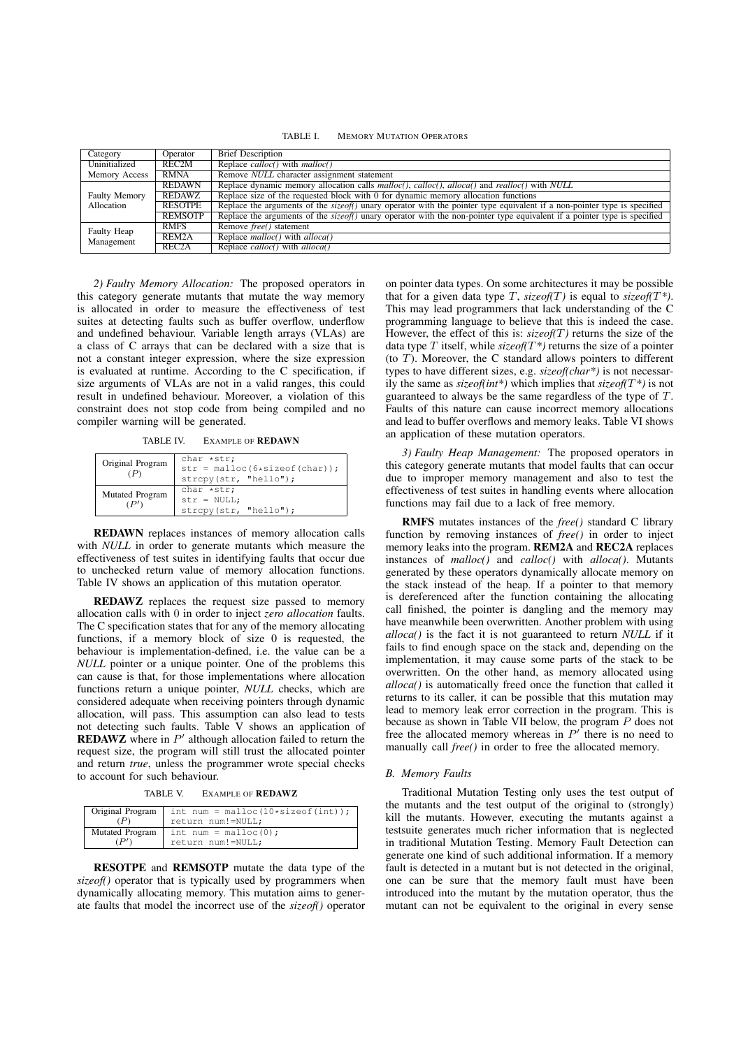TABLE I. MEMORY MUTATION OPERATORS

| Category | Operator | Brief Description |
|---|---|---|
| Uninitialized Memory Access | REC2M | Replace *calloc()* with *malloc()* |
| | RMNA | Remove *NULL* character assignment statement |
| Faulty Memory Allocation | REDAWN | Replace dynamic memory allocation calls *malloc()*, *calloc()*, *alloca()* and *realloc()* with *NULL* |
| | REDAWZ | Replace size of the requested block with 0 for dynamic memory allocation functions |
| | RESOTPE | Replace the arguments of the *sizeof()* unary operator with the pointer type equivalent if a non-pointer type is specified |
| | REMSOTP | Replace the arguments of the *sizeof()* unary operator with the non-pointer type equivalent if a pointer type is specified |
| Faulty Heap Management | RMFS | Remove *free()* statement |
| | REM2A | Replace *malloc()* with *alloca()* |
| | REC2A | Replace *calloc()* with *alloca()* |

*2) Faulty Memory Allocation:* The proposed operators in this category generate mutants that mutate the way memory is allocated in order to measure the effectiveness of test suites at detecting faults such as buffer overflow, underflow and undefined behaviour. Variable length arrays (VLAs) are a class of C arrays that can be declared with a size that is not a constant integer expression, where the size expression is evaluated at runtime. According to the C specification, if size arguments of VLAs are not in a valid ranges, this could result in undefined behaviour. Moreover, a violation of this constraint does not stop code from being compiled and no compiler warning will be generated.

TABLE IV. EXAMPLE OF **REDAWN**

| | |
|---|---|
| Original Program ($P$) | `char *str;` `str = malloc(6*sizeof(char));` `strcpy(str, "hello");` |
| Mutated Program ($P'$) | `char *str;` `str = NULL;` `strcpy(str, "hello");` |

**REDAWN** replaces instances of memory allocation calls with *NULL* in order to generate mutants which measure the effectiveness of test suites in identifying faults that occur due to unchecked return value of memory allocation functions. Table IV shows an application of this mutation operator.

**REDAWZ** replaces the request size passed to memory allocation calls with 0 in order to inject *zero allocation* faults. The C specification states that for any of the memory allocating functions, if a memory block of size 0 is requested, the behaviour is implementation-defined, i.e. the value can be a *NULL* pointer or a unique pointer. One of the problems this can cause is that, for those implementations where allocation functions return a unique pointer, *NULL* checks, which are considered adequate when receiving pointers through dynamic allocation, will pass. This assumption can also lead to tests not detecting such faults. Table V shows an application of **REDAWZ** where in $P'$ although allocation failed to return the request size, the program will still trust the allocated pointer and return *true*, unless the programmer wrote special checks to account for such behaviour.

TABLE V. EXAMPLE OF **REDAWZ**

| | |
|---|---|
| Original Program ($P$) | `int num = malloc(10*sizeof(int));` `return num!=NULL;` |
| Mutated Program ($P'$) | `int num = malloc(0);` `return num!=NULL;` |

**RESOTPE** and **REMSOTP** mutate the data type of the *sizeof()* operator that is typically used by programmers when dynamically allocating memory. This mutation aims to generate faults that model the incorrect use of the *sizeof()* operator on pointer data types. On some architectures it may be possible that for a given data type $T$, *sizeof(*$T$*)* is equal to *sizeof(*$T$*\*)*. This may lead programmers that lack understanding of the C programming language to believe that this is indeed the case. However, the effect of this is: *sizeof(*$T$*)* returns the size of the data type $T$ itself, while *sizeof(*$T$*\*)* returns the size of a pointer (to $T$). Moreover, the C standard allows pointers to different types to have different sizes, e.g. *sizeof(char\*)* is not necessarily the same as *sizeof(int\*)* which implies that *sizeof(*$T$*\*)* is not guaranteed to always be the same regardless of the type of $T$. Faults of this nature can cause incorrect memory allocations and lead to buffer overflows and memory leaks. Table VI shows an application of these mutation operators.

*3) Faulty Heap Management:* The proposed operators in this category generate mutants that model faults that can occur due to improper memory management and also to test the effectiveness of test suites in handling events where allocation functions may fail due to a lack of free memory.

**RMFS** mutates instances of the *free()* standard C library function by removing instances of *free()* in order to inject memory leaks into the program. **REM2A** and **REC2A** replaces instances of *malloc()* and *calloc()* with *alloca()*. Mutants generated by these operators dynamically allocate memory on the stack instead of the heap. If a pointer to that memory is dereferenced after the function containing the allocating call finished, the pointer is dangling and the memory may have meanwhile been overwritten. Another problem with using *alloca()* is the fact it is not guaranteed to return *NULL* if it fails to find enough space on the stack and, depending on the implementation, it may cause some parts of the stack to be overwritten. On the other hand, as memory allocated using *alloca()* is automatically freed once the function that called it returns to its caller, it can be possible that this mutation may lead to memory leak error correction in the program. This is because as shown in Table VII below, the program $P$ does not free the allocated memory whereas in $P'$ there is no need to manually call *free()* in order to free the allocated memory.

### B. Memory Faults

Traditional Mutation Testing only uses the test output of the mutants and the test output of the original to (strongly) kill the mutants. However, executing the mutants against a testsuite generates much richer information that is neglected in traditional Mutation Testing. Memory Fault Detection can generate one kind of such additional information. If a memory fault is detected in a mutant but is not detected in the original, one can be sure that the memory fault must have been introduced into the mutant by the mutation operator, thus the mutant can not be equivalent to the original in every sense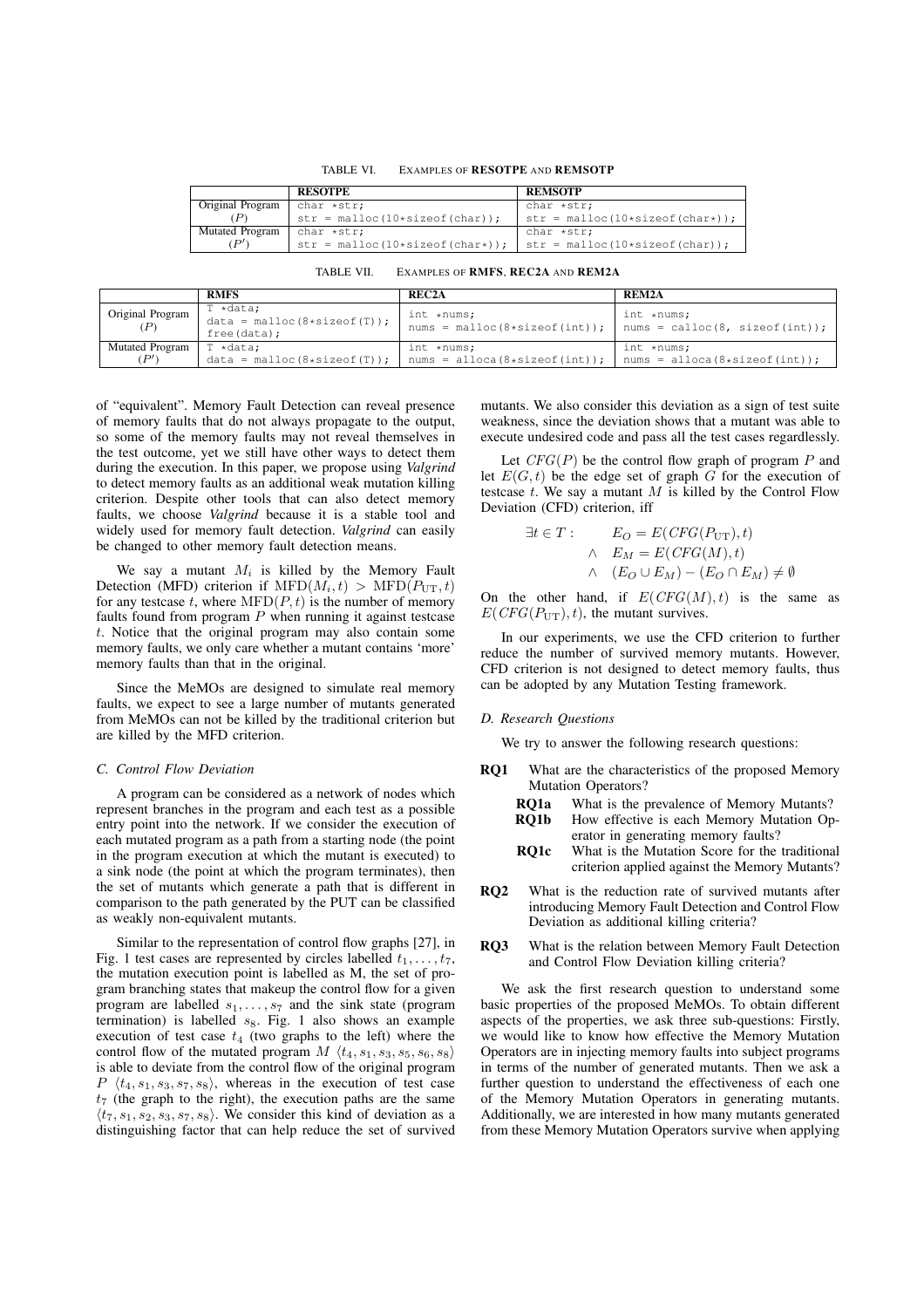TABLE VI. EXAMPLES OF **RESOTPE** AND **REMSOTP**

| | **RESOTPE** | **REMSOTP** |
|---|---|---|
| Original Program ($P$) | `char *str;` `str = malloc(10*sizeof(char));` | `char *str;` `str = malloc(10*sizeof(char*));` |
| Mutated Program ($P'$) | `char *str;` `str = malloc(10*sizeof(char*));` | `char *str;` `str = malloc(10*sizeof(char));` |

TABLE VII. EXAMPLES OF **RMFS**, **REC2A** AND **REM2A**

| | **RMFS** | **REC2A** | **REM2A** |
|---|---|---|---|
| Original Program ($P$) | `T *data;` `data = malloc(8*sizeof(T));` `free(data);` | `int *nums;` `nums = malloc(8*sizeof(int));` | `int *nums;` `nums = calloc(8, sizeof(int));` |
| Mutated Program ($P'$) | `T *data;` `data = malloc(8*sizeof(T));` | `int *nums;` `nums = alloca(8*sizeof(int));` | `int *nums;` `nums = alloca(8*sizeof(int));` |

of "equivalent". Memory Fault Detection can reveal presence of memory faults that do not always propagate to the output, so some of the memory faults may not reveal themselves in the test outcome, yet we still have other ways to detect them during the execution. In this paper, we propose using *Valgrind* to detect memory faults as an additional weak mutation killing criterion. Despite other tools that can also detect memory faults, we choose *Valgrind* because it is a stable tool and widely used for memory fault detection. *Valgrind* can easily be changed to other memory fault detection means.

We say a mutant $M_i$ is killed by the Memory Fault Detection (MFD) criterion if $\mathrm{MFD}(M_i, t) > \mathrm{MFD}(P_{\mathrm{UT}}, t)$ for any testcase $t$, where $\mathrm{MFD}(P, t)$ is the number of memory faults found from program $P$ when running it against testcase $t$. Notice that the original program may also contain some memory faults, we only care whether a mutant contains 'more' memory faults than that in the original.

Since the MeMOs are designed to simulate real memory faults, we expect to see a large number of mutants generated from MeMOs can not be killed by the traditional criterion but are killed by the MFD criterion.

### C. Control Flow Deviation

A program can be considered as a network of nodes which represent branches in the program and each test as a possible entry point into the network. If we consider the execution of each mutated program as a path from a starting node (the point in the program execution at which the mutant is executed) to a sink node (the point at which the program terminates), then the set of mutants which generate a path that is different in comparison to the path generated by the PUT can be classified as weakly non-equivalent mutants.

Similar to the representation of control flow graphs [27], in Fig. 1 test cases are represented by circles labelled $t_1, \ldots, t_7$, the mutation execution point is labelled as M, the set of program branching states that makeup the control flow for a given program are labelled $s_1, \ldots, s_7$ and the sink state (program termination) is labelled $s_8$. Fig. 1 also shows an example execution of test case $t_4$ (two graphs to the left) where the control flow of the mutated program $M$ $\langle t_4, s_1, s_3, s_5, s_6, s_8 \rangle$ is able to deviate from the control flow of the original program $P$ $\langle t_4, s_1, s_3, s_7, s_8 \rangle$, whereas in the execution of test case $t_7$ (the graph to the right), the execution paths are the same $\langle t_7, s_1, s_2, s_3, s_7, s_8 \rangle$. We consider this kind of deviation as a distinguishing factor that can help reduce the set of survived mutants. We also consider this deviation as a sign of test suite weakness, since the deviation shows that a mutant was able to execute undesired code and pass all the test cases regardless.

Let $CFG(P)$ be the control flow graph of program $P$ and let $E(G, t)$ be the edge set of graph $G$ for the execution of testcase $t$. We say a mutant $M$ is killed by the Control Flow Deviation (CFD) criterion, iff

$$
\begin{aligned}
\exists t \in T : \quad & E_O = E(CFG(P_{\mathrm{UT}}), t) \\
\wedge \quad & E_M = E(CFG(M), t) \\
\wedge \quad & (E_O \cup E_M) - (E_O \cap E_M) \neq \emptyset
\end{aligned}
$$

On the other hand, if $E(CFG(M), t)$ is the same as $E(CFG(P_{\mathrm{UT}}), t)$, the mutant survives.

In our experiments, we use the CFD criterion to further reduce the number of survived memory mutants. However, CFD criterion is not designed to detect memory faults, thus can be adopted by any Mutation Testing framework.

### D. Research Questions

We try to answer the following research questions:

- **RQ1** What are the characteristics of the proposed Memory Mutation Operators?
  - **RQ1a** What is the prevalence of Memory Mutants?
  - **RQ1b** How effective is each Memory Mutation Operator in generating memory faults?
  - **RQ1c** What is the Mutation Score for the traditional criterion applied against the Memory Mutants?
- **RQ2** What is the reduction rate of survived mutants after introducing Memory Fault Detection and Control Flow Deviation as additional killing criteria?
- **RQ3** What is the relation between Memory Fault Detection and Control Flow Deviation killing criteria?

We ask the first research question to understand some basic properties of the proposed MeMOs. To obtain different aspects of the properties, we ask three sub-questions: Firstly, we would like to know how effective the Memory Mutation Operators are in injecting memory faults into subject programs in terms of the number of generated mutants. Then we ask a further question to understand the effectiveness of each one of the Memory Mutation Operators in generating mutants. Additionally, we are interested in how many mutants generated from these Memory Mutation Operators survive when applying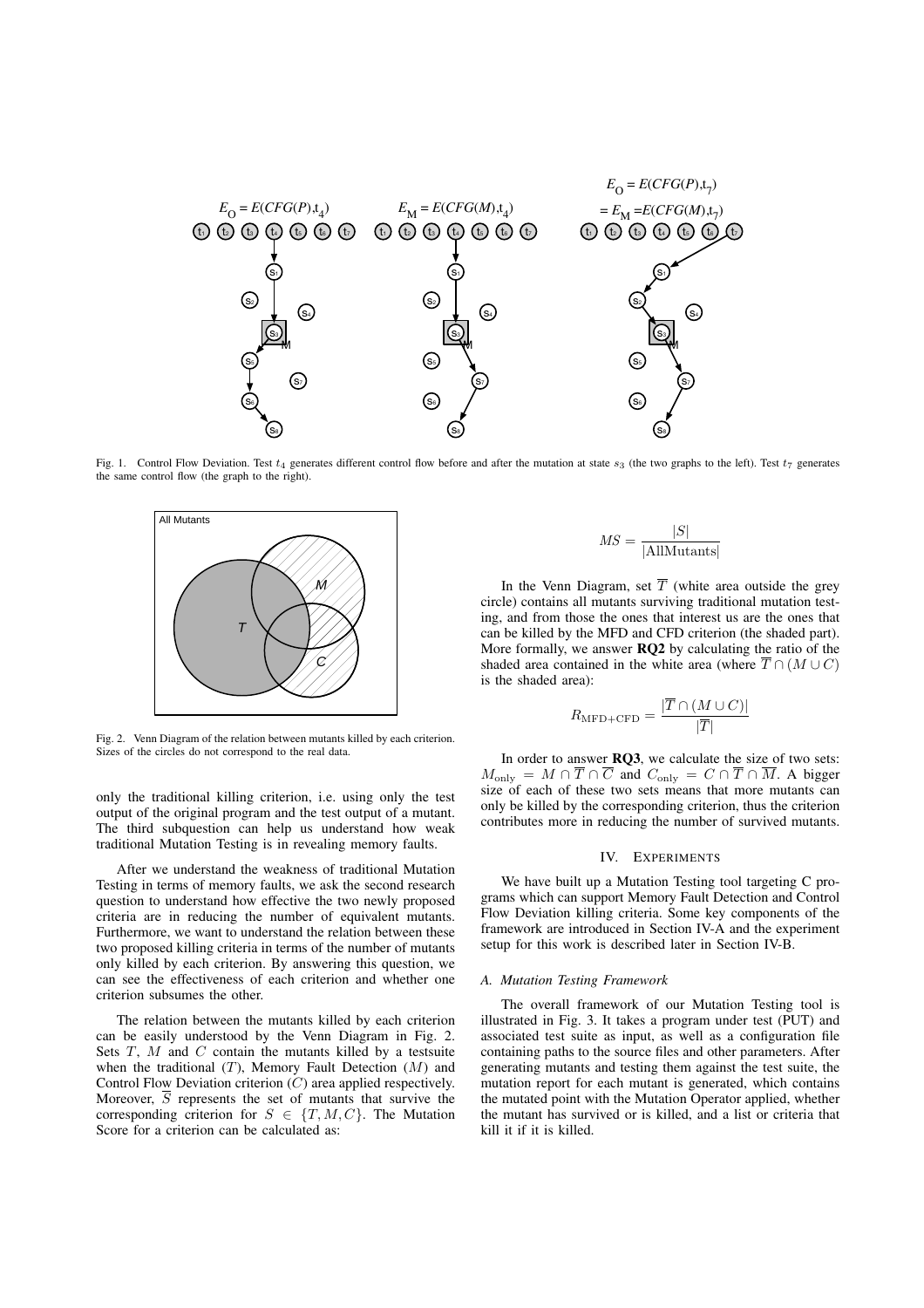Fig. 1. Control Flow Deviation. Test $t_4$ generates different control flow before and after the mutation at state $s_3$ (the two graphs to the left). Test $t_7$ generates the same control flow (the graph to the right).

Fig. 2. Venn Diagram of the relation between mutants killed by each criterion. Sizes of the circles do not correspond to the real data.

only the traditional killing criterion, i.e. using only the test output of the original program and the test output of a mutant. The third subquestion can help us understand how weak traditional Mutation Testing is in revealing memory faults.

After we understand the weakness of traditional Mutation Testing in terms of memory faults, we ask the second research question to understand how effective the two newly proposed criteria are in reducing the number of equivalent mutants. Furthermore, we want to understand the relation between these two proposed killing criteria in terms of the number of mutants only killed by each criterion. By answering this question, we can see the effectiveness of each criterion and whether one criterion subsumes the other.

The relation between the mutants killed by each criterion can be easily understood by the Venn Diagram in Fig. 2. Sets $T$, $M$ and $C$ contain the mutants killed by a testsuite when the traditional ($T$), Memory Fault Detection ($M$) and Control Flow Deviation criterion ($C$) area applied respectively. Moreover, $\overline{S}$ represents the set of mutants that survive the corresponding criterion for $S \in \{T, M, C\}$. The Mutation Score for a criterion can be calculated as:

$$MS = \frac{|S|}{|\text{AllMutants}|}$$

In the Venn Diagram, set $\overline{T}$ (white area outside the grey circle) contains all mutants surviving traditional mutation testing, and from those the ones that interest us are the ones that can be killed by the MFD and CFD criterion (the shaded part). More formally, we answer **RQ2** by calculating the ratio of the shaded area contained in the white area (where $\overline{T} \cap (M \cup C)$ is the shaded area):

$$R_{\text{MFD+CFD}} = \frac{|\overline{T} \cap (M \cup C)|}{|\overline{T}|}$$

In order to answer **RQ3**, we calculate the size of two sets: $M_{\text{only}} = M \cap \overline{T} \cap \overline{C}$ and $C_{\text{only}} = C \cap \overline{T} \cap \overline{M}$. A bigger size of each of these two sets means that more mutants can only be killed by the corresponding criterion, thus the criterion contributes more in reducing the number of survived mutants.

## IV. Experiments

We have built up a Mutation Testing tool targeting C programs which can support Memory Fault Detection and Control Flow Deviation killing criteria. Some key components of the framework are introduced in Section IV-A and the experiment setup for this work is described later in Section IV-B.

### A. Mutation Testing Framework

The overall framework of our Mutation Testing tool is illustrated in Fig. 3. It takes a program under test (PUT) and associated test suite as input, as well as a configuration file containing paths to the source files and other parameters. After generating mutants and testing them against the test suite, the mutation report for each mutant is generated, which contains the mutated point with the Mutation Operator applied, whether the mutant has survived or is killed, and a list or criteria that kill it if it is killed.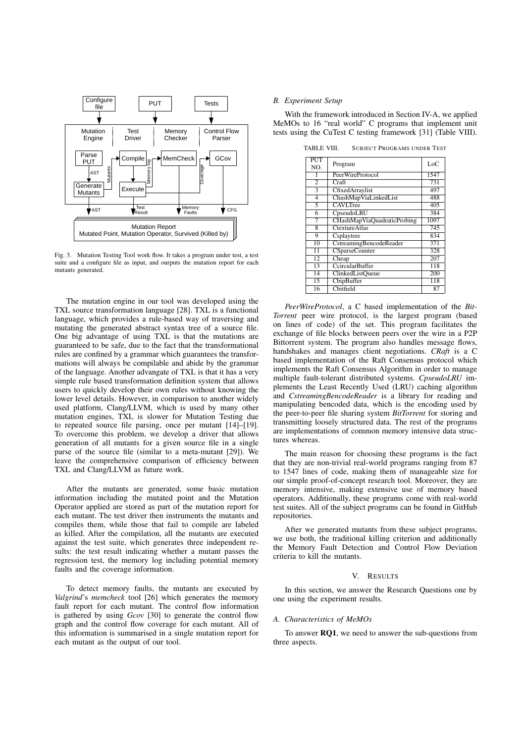Fig. 3. Mutation Testing Tool work flow. It takes a program under test, a test suite and a configure file as input, and ourputs the mutation report for each mutants generated.

The mutation engine in our tool was developed using the TXL source transformation language [28]. TXL is a functional language, which provides a rule-based way of traversing and mutating the generated abstract syntax tree of a source file. One big advantage of using TXL is that the mutations are guaranteed to be safe, due to the fact that the transformational rules are confined by a grammar which guarantees the transformations will always be compilable and abide by the grammar of the language. Another advangate of TXL is that it has a very simple rule based transformation definition system that allows users to quickly develop their own rules without knowing the lower level details. However, in comparison to another widely used platform, Clang/LLVM, which is used by many other mutation engines, TXL is slower for Mutation Testing due to repeated source file parsing, once per mutant [14]–[19]. To overcome this problem, we develop a driver that allows generation of all mutants for a given source file in a single parse of the source file (similar to a meta-mutant [29]). We leave the comprehensive comparison of efficiency between TXL and Clang/LLVM as future work.

After the mutants are generated, some basic mutation information including the mutated point and the Mutation Operator applied are stored as part of the mutation report for each mutant. The test driver then instruments the mutants and compiles them, while those that fail to compile are labeled as killed. After the compilation, all the mutants are executed against the test suite, which generates three independent results: the test result indicating whether a mutant passes the regression test, the memory log including potential memory faults and the coverage information.

To detect memory faults, the mutants are executed by *Valgrind*'s *memcheck* tool [26] which generates the memory fault report for each mutant. The control flow information is gathered by using *Gcov* [30] to generate the control flow graph and the control flow coverage for each mutant. All of this information is summarised in a single mutation report for each mutant as the output of our tool.

### B. Experiment Setup

With the framework introduced in Section IV-A, we applied MeMOs to 16 "real world" C programs that implement unit tests using the CuTest C testing framework [31] (Table VIII).

TABLE VIII. SUBJECT PROGRAMS UNDER TEST

| PUT NO. | Program | LoC |
|---|---|---|
| 1 | PeerWireProtocol | 1547 |
| 2 | Craft | 731 |
| 3 | CfixedArraylist | 497 |
| 4 | ChashMapViaLinkedList | 488 |
| 5 | CAVLTree | 405 |
| 6 | CpseudoLRU | 384 |
| 7 | CHashMapViaQuadraticProbing | 1097 |
| 8 | CtextureAtlas | 745 |
| 9 | Csplaytree | 834 |
| 10 | CstreamingBencodeReader | 371 |
| 11 | CSparseCounter | 328 |
| 12 | Cheap | 207 |
| 13 | CcircularBuffer | 118 |
| 14 | ClinkedListQueue | 200 |
| 15 | CbipBuffer | 118 |
| 16 | Cbitfield | 87 |

*PeerWireProtocol*, a C based implementation of the *BitTorrent* peer wire protocol, is the largest program (based on lines of code) of the set. This program facilitates the exchange of file blocks between peers over the wire in a P2P Bittorrent system. The program also handles message flows, handshakes and manages client negotiations. *CRaft* is a C based implementation of the Raft Consensus protocol which implements the Raft Consensus Algorithm in order to manage multiple fault-tolerant distributed systems. *CpseudoLRU* implements the Least Recently Used (LRU) caching algorithm and *CstreamingBencodeReader* is a library for reading and manipulating bencoded data, which is the encoding used by the peer-to-peer file sharing system *BitTorrent* for storing and transmitting loosely structured data. The rest of the programs are implementations of common memory intensive data structures whereas.

The main reason for choosing these programs is the fact that they are non-trivial real-world programs ranging from 87 to 1547 lines of code, making them of manageable size for our simple proof-of-concept research tool. Moreover, they are memory intensive, making extensive use of memory based operators. Additionally, these programs come with real-world test suites. All of the subject programs can be found in GitHub repositories.

After we generated mutants from these subject programs, we use both, the traditional killing criterion and additionally the Memory Fault Detection and Control Flow Deviation criteria to kill the mutants.

## V. RESULTS

In this section, we answer the Research Questions one by one using the experiment results.

### A. Characteristics of MeMOs

To answer **RQ1**, we need to answer the sub-questions from three aspects.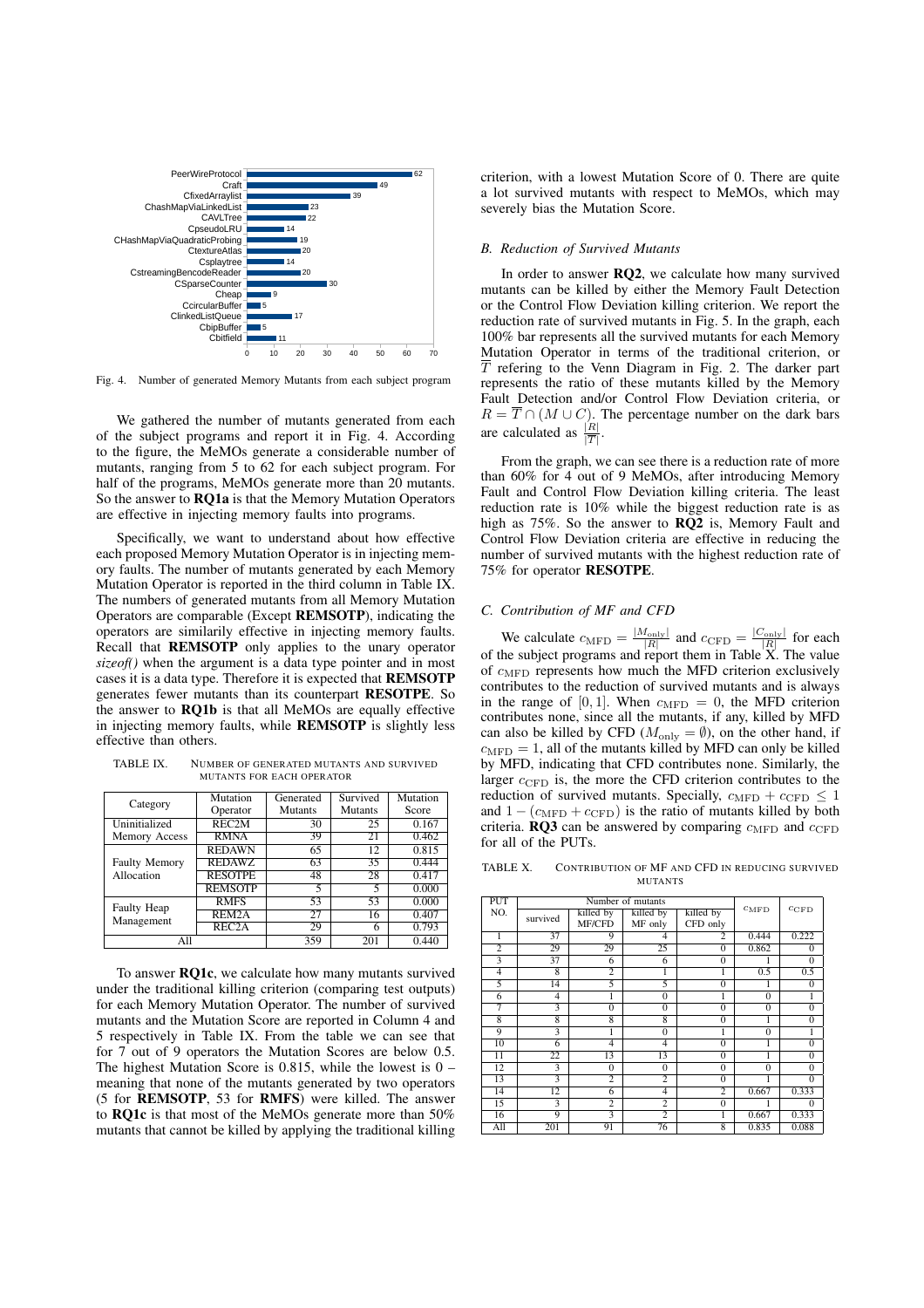Fig. 4. Number of generated Memory Mutants from each subject program

We gathered the number of mutants generated from each of the subject programs and report it in Fig. 4. According to the figure, the MeMOs generate a considerable number of mutants, ranging from 5 to 62 for each subject program. For half of the programs, MeMOs generate more than 20 mutants. So the answer to **RQ1a** is that the Memory Mutation Operators are effective in injecting memory faults into programs.

Specifically, we want to understand about how effective each proposed Memory Mutation Operator is in injecting memory faults. The number of mutants generated by each Memory Mutation Operator is reported in the third column in Table IX. The numbers of generated mutants from all Memory Mutation Operators are comparable (Except **REMSOTP**), indicating the operators are similarily effective in injecting memory faults. Recall that **REMSOTP** only applies to the unary operator *sizeof()* when the argument is a data type pointer and in most cases it is a data type. Therefore it is expected that **REMSOTP** generates fewer mutants than its counterpart **RESOTPE**. So the answer to **RQ1b** is that all MeMOs are equally effective in injecting memory faults, while **REMSOTP** is slightly less effective than others.

TABLE IX. NUMBER OF GENERATED MUTANTS AND SURVIVED MUTANTS FOR EACH OPERATOR

| Category | Mutation Operator | Generated Mutants | Survived Mutants | Mutation Score |
|---|---|---|---|---|
| Uninitialized Memory Access | REC2M | 30 | 25 | 0.167 |
| | RMNA | 39 | 21 | 0.462 |
| Faulty Memory Allocation | REDAWN | 65 | 12 | 0.815 |
| | REDAWZ | 63 | 35 | 0.444 |
| | RESOTPE | 48 | 28 | 0.417 |
| | REMSOTP | 5 | 5 | 0.000 |
| Faulty Heap Management | RMFS | 53 | 53 | 0.000 |
| | REM2A | 27 | 16 | 0.407 |
| | REC2A | 29 | 6 | 0.793 |
| All | | 359 | 201 | 0.440 |

To answer **RQ1c**, we calculate how many mutants survived under the traditional killing criterion (comparing test outputs) for each Memory Mutation Operator. The number of survived mutants and the Mutation Score are reported in Column 4 and 5 respectively in Table IX. From the table we can see that for 7 out of 9 operators the Mutation Scores are below 0.5. The highest Mutation Score is 0.815, while the lowest is 0 – meaning that none of the mutants generated by two operators (5 for **REMSOTP**, 53 for **RMFS**) were killed. The answer to **RQ1c** is that most of the MeMOs generate more than 50% mutants that cannot be killed by applying the traditional killing criterion, with a lowest Mutation Score of 0. There are quite a lot survived mutants with respect to MeMOs, which may severely bias the Mutation Score.

### *B. Reduction of Survived Mutants*

In order to answer **RQ2**, we calculate how many survived mutants can be killed by either the Memory Fault Detection or the Control Flow Deviation killing criterion. We report the reduction rate of survived mutants in Fig. 5. In the graph, each 100% bar represents all the survived mutants for each Memory Mutation Operator in terms of the traditional criterion, or $\overline{T}$ refering to the Venn Diagram in Fig. 2. The darker part represents the ratio of these mutants killed by the Memory Fault Detection and/or Control Flow Deviation criteria, or $R = \overline{T} \cap (M \cup C)$. The percentage number on the dark bars are calculated as $\frac{|R|}{|\overline{T}|}$.

From the graph, we can see there is a reduction rate of more than 60% for 4 out of 9 MeMOs, after introducing Memory Fault and Control Flow Deviation killing criteria. The least reduction rate is 10% while the biggest reduction rate is as high as 75%. So the answer to **RQ2** is, Memory Fault and Control Flow Deviation criteria are effective in reducing the number of survived mutants with the highest reduction rate of 75% for operator **RESOTPE**.

### *C. Contribution of MF and CFD*

We calculate $c_{\text{MFD}} = \frac{|M_{\text{only}}|}{|R|}$ and $c_{\text{CFD}} = \frac{|C_{\text{only}}|}{|R|}$ for each of the subject programs and report them in Table X. The value of $c_{\text{MFD}}$ represents how much the MFD criterion exclusively contributes to the reduction of survived mutants and is always in the range of $[0, 1]$. When $c_{\text{MFD}} = 0$, the MFD criterion contributes none, since all the mutants, if any, killed by MFD can also be killed by CFD ($M_{\text{only}} = \emptyset$), on the other hand, if $c_{\text{MFD}} = 1$, all of the mutants killed by MFD can only be killed by MFD, indicating that CFD contributes none. Similarly, the larger $c_{\text{CFD}}$ is, the more the CFD criterion contributes to the reduction of survived mutants. Specially, $c_{\text{MFD}} + c_{\text{CFD}} \leq 1$ and $1 - (c_{\text{MFD}} + c_{\text{CFD}})$ is the ratio of mutants killed by both criteria. **RQ3** can be answered by comparing $c_{\text{MFD}}$ and $c_{\text{CFD}}$ for all of the PUTs.

TABLE X. CONTRIBUTION OF MF AND CFD IN REDUCING SURVIVED MUTANTS

| PUT NO. | Number of mutants | | | | $c_{\text{MFD}}$ | $c_{\text{CFD}}$ |
|---|---|---|---|---|---|---|
| | survived | killed by MF/CFD | killed by MF only | killed by CFD only | | |
| 1 | 37 | 9 | 4 | 2 | 0.444 | 0.222 |
| 2 | 29 | 29 | 25 | 0 | 0.862 | 0 |
| 3 | 37 | 6 | 6 | 0 | 1 | 0 |
| 4 | 8 | 2 | 1 | 1 | 0.5 | 0.5 |
| 5 | 14 | 5 | 5 | 0 | 1 | 0 |
| 6 | 4 | 1 | 0 | 1 | 0 | 1 |
| 7 | 3 | 0 | 0 | 0 | 0 | 0 |
| 8 | 8 | 8 | 8 | 0 | 1 | 0 |
| 9 | 3 | 1 | 0 | 1 | 0 | 1 |
| 10 | 6 | 4 | 4 | 0 | 1 | 0 |
| 11 | 22 | 13 | 13 | 0 | 1 | 0 |
| 12 | 3 | 0 | 0 | 0 | 0 | 0 |
| 13 | 3 | 2 | 2 | 0 | 1 | 0 |
| 14 | 12 | 6 | 4 | 2 | 0.667 | 0.333 |
| 15 | 3 | 2 | 2 | 0 | 1 | 0 |
| 16 | 9 | 3 | 2 | 1 | 0.667 | 0.333 |
| All | 201 | 91 | 76 | 8 | 0.835 | 0.088 |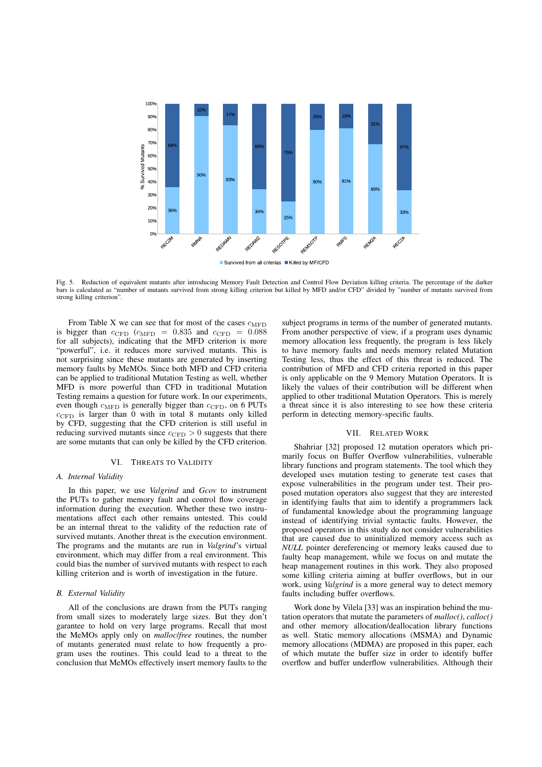100%
90%
80%
70%
60%
50%
40%
30%
20%
10%
0%

% Survived Mutants

64%
36%
10%
90%
17%
83%
66%
34%
75%
25%
20%
80%
19%
81%
31%
69%
67%
33%

REC2M
RMNA
REDAWN
REDAWZ
RESOTPE
REMSOTP
RMFS
REM2A
REC2A

Survived from all criterias
Killed by MF/CFD

Fig. 5. Reduction of equivalent mutants after introducing Memory Fault Detection and Control Flow Deviation killing criteria. The percentage of the darker bars is calculated as "number of mutants survived from strong killing criterion but killed by MFD and/or CFD" divided by "number of mutants survived from strong killing criterion".

From Table X we can see that for most of the cases $c_{\text{MFD}}$ is bigger than $c_{\text{CFD}}$ ($c_{\text{MFD}} = 0.835$ and $c_{\text{CFD}} = 0.088$ for all subjects), indicating that the MFD criterion is more "powerful", i.e. it reduces more survived mutants. This is not surprising since these mutants are generated by inserting memory faults by MeMOs. Since both MFD and CFD criteria can be applied to traditional Mutation Testing as well, whether MFD is more powerful than CFD in traditional Mutation Testing remains a question for future work. In our experiments, even though $c_{\text{MFD}}$ is generally bigger than $c_{\text{CFD}}$, on 6 PUTs $c_{\text{CFD}}$ is larger than 0 with in total 8 mutants only killed by CFD, suggesting that the CFD criterion is still useful in reducing survived mutants since $c_{\text{CFD}} > 0$ suggests that there are some mutants that can only be killed by the CFD criterion.

## VI. Threats to Validity

### A. Internal Validity

In this paper, we use *Valgrind* and *Gcov* to instrument the PUTs to gather memory fault and control flow coverage information during the execution. Whether these two instrumentations affect each other remains untested. This could be an internal threat to the validity of the reduction rate of survived mutants. Another threat is the execution environment. The programs and the mutants are run in *Valgrind*'s virtual environment, which may differ from a real environment. This could bias the number of survived mutants with respect to each killing criterion and is worth of investigation in the future.

### B. External Validity

All of the conclusions are drawn from the PUTs ranging from small sizes to moderately large sizes. But they don't garantee to hold on very large programs. Recall that most the MeMOs apply only on *malloc*/*free* routines, the number of mutants generated must relate to how frequently a program uses the routines. This could lead to a threat to the conclusion that MeMOs effectively insert memory faults to the subject programs in terms of the number of generated mutants. From another perspective of view, if a program uses dynamic memory allocation less frequently, the program is less likely to have memory faults and needs memory related Mutation Testing less, thus the effect of this threat is reduced. The contribution of MFD and CFD criteria reported in this paper is only applicable on the 9 Memory Mutation Operators. It is likely the values of their contribution will be different when applied to other traditional Mutation Operators. This is merely a threat since it is also interesting to see how these criteria perform in detecting memory-specific faults.

## VII. Related Work

Shahriar [32] proposed 12 mutation operators which primarily focus on Buffer Overflow vulnerabilities, vulnerable library functions and program statements. The tool which they developed uses mutation testing to generate test cases that expose vulnerabilities in the program under test. Their proposed mutation operators also suggest that they are interested in identifying faults that aim to identify a programmers lack of fundamental knowledge about the programming language instead of identifying trivial syntactic faults. However, the proposed operators in this study do not consider vulnerabilities that are caused due to uninitialized memory access such as *NULL* pointer dereferencing or memory leaks caused due to faulty heap management, while we focus on and mutate the heap management routines in this work. They also proposed some killing criteria aiming at buffer overflows, but in our work, using *Valgrind* is a more general way to detect memory faults including buffer overflows.

Work done by Vilela [33] was an inspiration behind the mutation operators that mutate the parameters of *malloc()*, *calloc()* and other memory allocation/deallocation library functions as well. Static memory allocations (MSMA) and Dynamic memory allocations (MDMA) are proposed in this paper, each of which mutate the buffer size in order to identify buffer overflow and buffer underflow vulnerabilities. Although their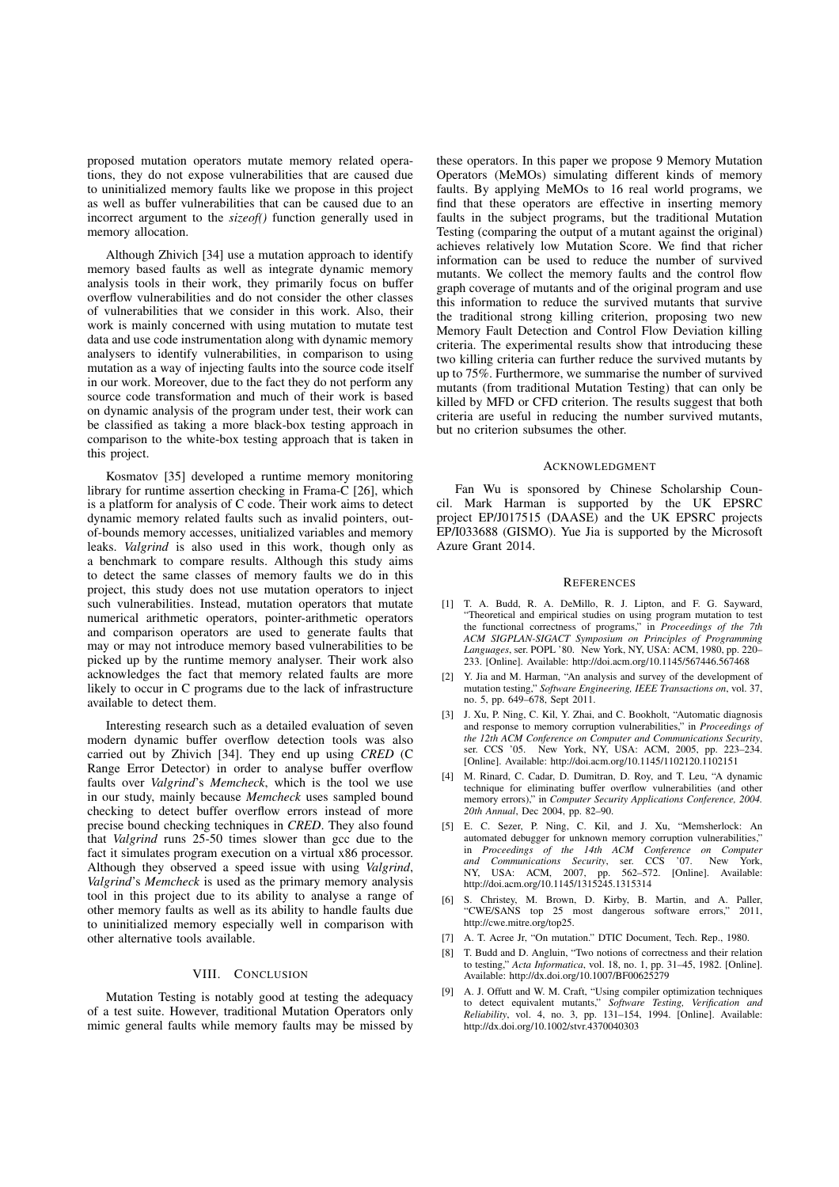proposed mutation operators mutate memory related operations, they do not expose vulnerabilities that are caused due to uninitialized memory faults like we propose in this project as well as buffer vulnerabilities that can be caused due to an incorrect argument to the *sizeof()* function generally used in memory allocation.

Although Zhivich [34] use a mutation approach to identify memory based faults as well as integrate dynamic memory analysis tools in their work, they primarily focus on buffer overflow vulnerabilities and do not consider the other classes of vulnerabilities that we consider in this work. Also, their work is mainly concerned with using mutation to mutate test data and use code instrumentation along with dynamic memory analysers to identify vulnerabilities, in comparison to using mutation as a way of injecting faults into the source code itself in our work. Moreover, due to the fact they do not perform any source code transformation and much of their work is based on dynamic analysis of the program under test, their work can be classified as taking a more black-box testing approach in comparison to the white-box testing approach that is taken in this project.

Kosmatov [35] developed a runtime memory monitoring library for runtime assertion checking in Frama-C [26], which is a platform for analysis of C code. Their work aims to detect dynamic memory related faults such as invalid pointers, out-of-bounds memory accesses, unitialized variables and memory leaks. *Valgrind* is also used in this work, though only as a benchmark to compare results. Although this study aims to detect the same classes of memory faults we do in this project, this study does not use mutation operators to inject such vulnerabilities. Instead, mutation operators that mutate numerical arithmetic operators, pointer-arithmetic operators and comparison operators are used to generate faults that may or may not introduce memory based vulnerabilities to be picked up by the runtime memory analyser. Their work also acknowledges the fact that memory related faults are more likely to occur in C programs due to the lack of infrastructure available to detect them.

Interesting research such as a detailed evaluation of seven modern dynamic buffer overflow detection tools was also carried out by Zhivich [34]. They end up using *CRED* (C Range Error Detector) in order to analyse buffer overflow faults over *Valgrind*'s *Memcheck*, which is the tool we use in our study, mainly because *Memcheck* uses sampled bound checking to detect buffer overflow errors instead of more precise bound checking techniques in *CRED*. They also found that *Valgrind* runs 25-50 times slower than gcc due to the fact it simulates program execution on a virtual x86 processor. Although they observed a speed issue with using *Valgrind*, *Valgrind*'s *Memcheck* is used as the primary memory analysis tool in this project due to its ability to analyse a range of other memory faults as well as its ability to handle faults due to uninitialized memory especially well in comparison with other alternative tools available.

## VIII. Conclusion

Mutation Testing is notably good at testing the adequacy of a test suite. However, traditional Mutation Operators only mimic general faults while memory faults may be missed by these operators. In this paper we propose 9 Memory Mutation Operators (MeMOs) simulating different kinds of memory faults. By applying MeMOs to 16 real world programs, we find that these operators are effective in inserting memory faults in the subject programs, but the traditional Mutation Testing (comparing the output of a mutant against the original) achieves relatively low Mutation Score. We find that richer information can be used to reduce the number of survived mutants. We collect the memory faults and the control flow graph coverage of mutants and of the original program and use this information to reduce the survived mutants that survive the traditional strong killing criterion, proposing two new Memory Fault Detection and Control Flow Deviation killing criteria. The experimental results show that introducing these two killing criteria can further reduce the survived mutants by up to 75%. Furthermore, we summarise the number of survived mutants (from traditional Mutation Testing) that can only be killed by MFD or CFD criterion. The results suggest that both criteria are useful in reducing the number survived mutants, but no criterion subsumes the other.

## Acknowledgment

Fan Wu is sponsored by Chinese Scholarship Council. Mark Harman is supported by the UK EPSRC project EP/J017515 (DAASE) and the UK EPSRC projects EP/I033688 (GISMO). Yue Jia is supported by the Microsoft Azure Grant 2014.

## References

[1] T. A. Budd, R. A. DeMillo, R. J. Lipton, and F. G. Sayward, "Theoretical and empirical studies on using program mutation to test the functional correctness of programs," in *Proceedings of the 7th ACM SIGPLAN-SIGACT Symposium on Principles of Programming Languages*, ser. POPL '80. New York, NY, USA: ACM, 1980, pp. 220–233. [Online]. Available: http://doi.acm.org/10.1145/567446.567468

[2] Y. Jia and M. Harman, "An analysis and survey of the development of mutation testing," *Software Engineering, IEEE Transactions on*, vol. 37, no. 5, pp. 649–678, Sept 2011.

[3] J. Xu, P. Ning, C. Kil, Y. Zhai, and C. Bookholt, "Automatic diagnosis and response to memory corruption vulnerabilities," in *Proceedings of the 12th ACM Conference on Computer and Communications Security*, ser. CCS '05. New York, NY, USA: ACM, 2005, pp. 223–234. [Online]. Available: http://doi.acm.org/10.1145/1102120.1102151

[4] M. Rinard, C. Cadar, D. Dumitran, D. Roy, and T. Leu, "A dynamic technique for eliminating buffer overflow vulnerabilities (and other memory errors)," in *Computer Security Applications Conference, 2004. 20th Annual*, Dec 2004, pp. 82–90.

[5] E. C. Sezer, P. Ning, C. Kil, and J. Xu, "Memsherlock: An automated debugger for unknown memory corruption vulnerabilities," in *Proceedings of the 14th ACM Conference on Computer and Communications Security*, ser. CCS '07. New York, NY, USA: ACM, 2007, pp. 562–572. [Online]. Available: http://doi.acm.org/10.1145/1315245.1315314

[6] S. Christey, M. Brown, D. Kirby, B. Martin, and A. Paller, "CWE/SANS top 25 most dangerous software errors," 2011, http://cwe.mitre.org/top25.

[7] A. T. Acree Jr, "On mutation." DTIC Document, Tech. Rep., 1980.

[8] T. Budd and D. Angluin, "Two notions of correctness and their relation to testing," *Acta Informatica*, vol. 18, no. 1, pp. 31–45, 1982. [Online]. Available: http://dx.doi.org/10.1007/BF00625279

[9] A. J. Offutt and W. M. Craft, "Using compiler optimization techniques to detect equivalent mutants," *Software Testing, Verification and Reliability*, vol. 4, no. 3, pp. 131–154, 1994. [Online]. Available: http://dx.doi.org/10.1002/stvr.4370040303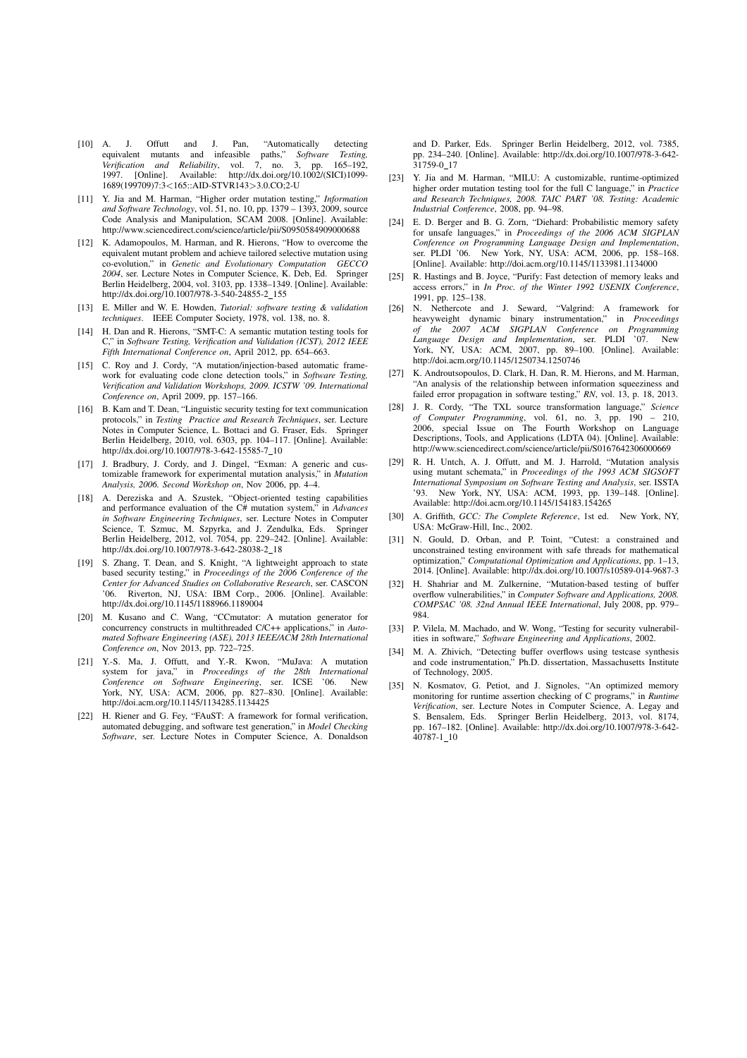[10] A. J. Offutt and J. Pan, "Automatically detecting equivalent mutants and infeasible paths," *Software Testing, Verification and Reliability*, vol. 7, no. 3, pp. 165–192, 1997. [Online]. Available: http://dx.doi.org/10.1002/(SICI)1099-1689(199709)7:3<165::AID-STVR143>3.0.CO;2-U

[11] Y. Jia and M. Harman, "Higher order mutation testing," *Information and Software Technology*, vol. 51, no. 10, pp. 1379 – 1393, 2009, source Code Analysis and Manipulation, SCAM 2008. [Online]. Available: http://www.sciencedirect.com/science/article/pii/S0950584909000688

[12] K. Adamopoulos, M. Harman, and R. Hierons, "How to overcome the equivalent mutant problem and achieve tailored selective mutation using co-evolution," in *Genetic and Evolutionary Computation GECCO 2004*, ser. Lecture Notes in Computer Science, K. Deb, Ed. Springer Berlin Heidelberg, 2004, vol. 3103, pp. 1338–1349. [Online]. Available: http://dx.doi.org/10.1007/978-3-540-24855-2_155

[13] E. Miller and W. E. Howden, *Tutorial: software testing & validation techniques*. IEEE Computer Society, 1978, vol. 138, no. 8.

[14] H. Dan and R. Hierons, "SMT-C: A semantic mutation testing tools for C," in *Software Testing, Verification and Validation (ICST), 2012 IEEE Fifth International Conference on*, April 2012, pp. 654–663.

[15] C. Roy and J. Cordy, "A mutation/injection-based automatic framework for evaluating code clone detection tools," in *Software Testing, Verification and Validation Workshops, 2009. ICSTW '09. International Conference on*, April 2009, pp. 157–166.

[16] B. Kam and T. Dean, "Linguistic security testing for text communication protocols," in *Testing Practice and Research Techniques*, ser. Lecture Notes in Computer Science, L. Bottaci and G. Fraser, Eds. Springer Berlin Heidelberg, 2010, vol. 6303, pp. 104–117. [Online]. Available: http://dx.doi.org/10.1007/978-3-642-15585-7_10

[17] J. Bradbury, J. Cordy, and J. Dingel, "Exman: A generic and customizable framework for experimental mutation analysis," in *Mutation Analysis, 2006. Second Workshop on*, Nov 2006, pp. 4–4.

[18] A. Dereziska and A. Szustek, "Object-oriented testing capabilities and performance evaluation of the C# mutation system," in *Advances in Software Engineering Techniques*, ser. Lecture Notes in Computer Science, T. Szmuc, M. Szpyrka, and J. Zendulka, Eds. Springer Berlin Heidelberg, 2012, vol. 7054, pp. 229–242. [Online]. Available: http://dx.doi.org/10.1007/978-3-642-28038-2_18

[19] S. Zhang, T. Dean, and S. Knight, "A lightweight approach to state based security testing," in *Proceedings of the 2006 Conference of the Center for Advanced Studies on Collaborative Research*, ser. CASCON '06. Riverton, NJ, USA: IBM Corp., 2006. [Online]. Available: http://dx.doi.org/10.1145/1188966.1189004

[20] M. Kusano and C. Wang, "CCmutator: A mutation generator for concurrency constructs in multithreaded C/C++ applications," in *Automated Software Engineering (ASE), 2013 IEEE/ACM 28th International Conference on*, Nov 2013, pp. 722–725.

[21] Y.-S. Ma, J. Offutt, and Y.-R. Kwon, "MuJava: A mutation system for java," in *Proceedings of the 28th International Conference on Software Engineering*, ser. ICSE '06. New York, NY, USA: ACM, 2006, pp. 827–830. [Online]. Available: http://doi.acm.org/10.1145/1134285.1134425

[22] H. Riener and G. Fey, "FAuST: A framework for formal verification, automated debugging, and software test generation," in *Model Checking Software*, ser. Lecture Notes in Computer Science, A. Donaldson and D. Parker, Eds. Springer Berlin Heidelberg, 2012, vol. 7385, pp. 234–240. [Online]. Available: http://dx.doi.org/10.1007/978-3-642-31759-0_17

[23] Y. Jia and M. Harman, "MILU: A customizable, runtime-optimized higher order mutation testing tool for the full C language," in *Practice and Research Techniques, 2008. TAIC PART '08. Testing: Academic Industrial Conference*, 2008, pp. 94–98.

[24] E. D. Berger and B. G. Zorn, "Diehard: Probabilistic memory safety for unsafe languages," in *Proceedings of the 2006 ACM SIGPLAN Conference on Programming Language Design and Implementation*, ser. PLDI '06. New York, NY, USA: ACM, 2006, pp. 158–168. [Online]. Available: http://doi.acm.org/10.1145/1133981.1134000

[25] R. Hastings and B. Joyce, "Purify: Fast detection of memory leaks and access errors," in *In Proc. of the Winter 1992 USENIX Conference*, 1991, pp. 125–138.

[26] N. Nethercote and J. Seward, "Valgrind: A framework for heavyweight dynamic binary instrumentation," in *Proceedings of the 2007 ACM SIGPLAN Conference on Programming Language Design and Implementation*, ser. PLDI '07. New York, NY, USA: ACM, 2007, pp. 89–100. [Online]. Available: http://doi.acm.org/10.1145/1250734.1250746

[27] K. Androutsopoulos, D. Clark, H. Dan, R. M. Hierons, and M. Harman, "An analysis of the relationship between information squeeziness and failed error propagation in software testing," *RN*, vol. 13, p. 18, 2013.

[28] J. R. Cordy, "The TXL source transformation language," *Science of Computer Programming*, vol. 61, no. 3, pp. 190 – 210, 2006, special Issue on The Fourth Workshop on Language Descriptions, Tools, and Applications (LDTA 04). [Online]. Available: http://www.sciencedirect.com/science/article/pii/S0167642306000669

[29] R. H. Untch, A. J. Offutt, and M. J. Harrold, "Mutation analysis using mutant schemata," in *Proceedings of the 1993 ACM SIGSOFT International Symposium on Software Testing and Analysis*, ser. ISSTA '93. New York, NY, USA: ACM, 1993, pp. 139–148. [Online]. Available: http://doi.acm.org/10.1145/154183.154265

[30] A. Griffith, *GCC: The Complete Reference*, 1st ed. New York, NY, USA: McGraw-Hill, Inc., 2002.

[31] N. Gould, D. Orban, and P. Toint, "Cutest: a constrained and unconstrained testing environment with safe threads for mathematical optimization," *Computational Optimization and Applications*, pp. 1–13, 2014. [Online]. Available: http://dx.doi.org/10.1007/s10589-014-9687-3

[32] H. Shahriar and M. Zulkernine, "Mutation-based testing of buffer overflow vulnerabilities," in *Computer Software and Applications, 2008. COMPSAC '08. 32nd Annual IEEE International*, July 2008, pp. 979–984.

[33] P. Vilela, M. Machado, and W. Wong, "Testing for security vulnerabilities in software," *Software Engineering and Applications*, 2002.

[34] M. A. Zhivich, "Detecting buffer overflows using testcase synthesis and code instrumentation," Ph.D. dissertation, Massachusetts Institute of Technology, 2005.

[35] N. Kosmatov, G. Petiot, and J. Signoles, "An optimized memory monitoring for runtime assertion checking of C programs," in *Runtime Verification*, ser. Lecture Notes in Computer Science, A. Legay and S. Bensalem, Eds. Springer Berlin Heidelberg, 2013, vol. 8174, pp. 167–182. [Online]. Available: http://dx.doi.org/10.1007/978-3-642-40787-1_10